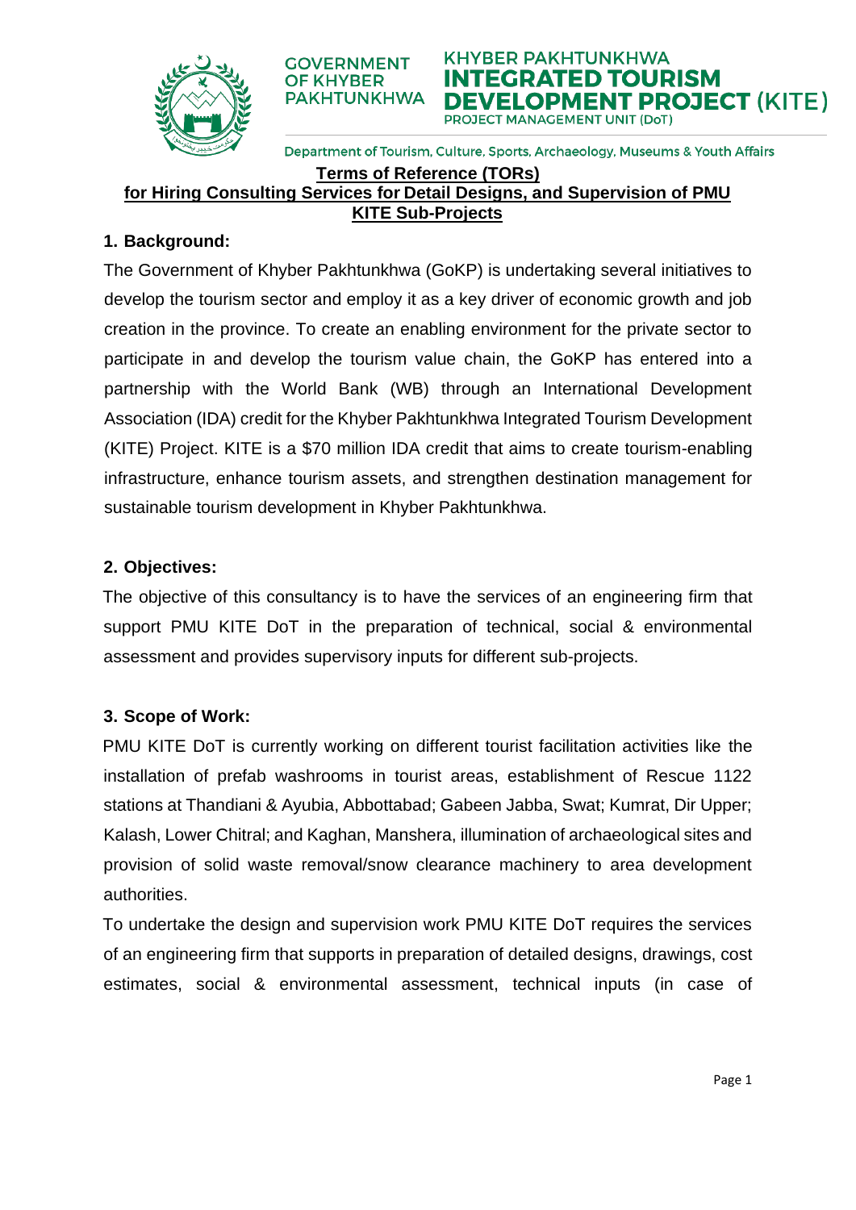GOVERNMENT OF KHYBER PAKHTUNKHWA

KHYBER PAKHTUNKHWA **INTEGRATED TOURISM DEVELOPMENT PROJECT (KITE)**
PROJECT MANAGEMENT UNIT (DoT)

Department of Tourism, Culture, Sports, Archaeology, Museums & Youth Affairs

# Terms of Reference (TORs) for Hiring Consulting Services for Detail Designs, and Supervision of PMU KITE Sub-Projects

## 1. Background:

The Government of Khyber Pakhtunkhwa (GoKP) is undertaking several initiatives to develop the tourism sector and employ it as a key driver of economic growth and job creation in the province. To create an enabling environment for the private sector to participate in and develop the tourism value chain, the GoKP has entered into a partnership with the World Bank (WB) through an International Development Association (IDA) credit for the Khyber Pakhtunkhwa Integrated Tourism Development (KITE) Project. KITE is a $70 million IDA credit that aims to create tourism-enabling infrastructure, enhance tourism assets, and strengthen destination management for sustainable tourism development in Khyber Pakhtunkhwa.

## 2. Objectives:

The objective of this consultancy is to have the services of an engineering firm that support PMU KITE DoT in the preparation of technical, social & environmental assessment and provides supervisory inputs for different sub-projects.

## 3. Scope of Work:

PMU KITE DoT is currently working on different tourist facilitation activities like the installation of prefab washrooms in tourist areas, establishment of Rescue 1122 stations at Thandiani & Ayubia, Abbottabad; Gabeen Jabba, Swat; Kumrat, Dir Upper; Kalash, Lower Chitral; and Kaghan, Manshera, illumination of archaeological sites and provision of solid waste removal/snow clearance machinery to area development authorities.

To undertake the design and supervision work PMU KITE DoT requires the services of an engineering firm that supports in preparation of detailed designs, drawings, cost estimates, social & environmental assessment, technical inputs (in case of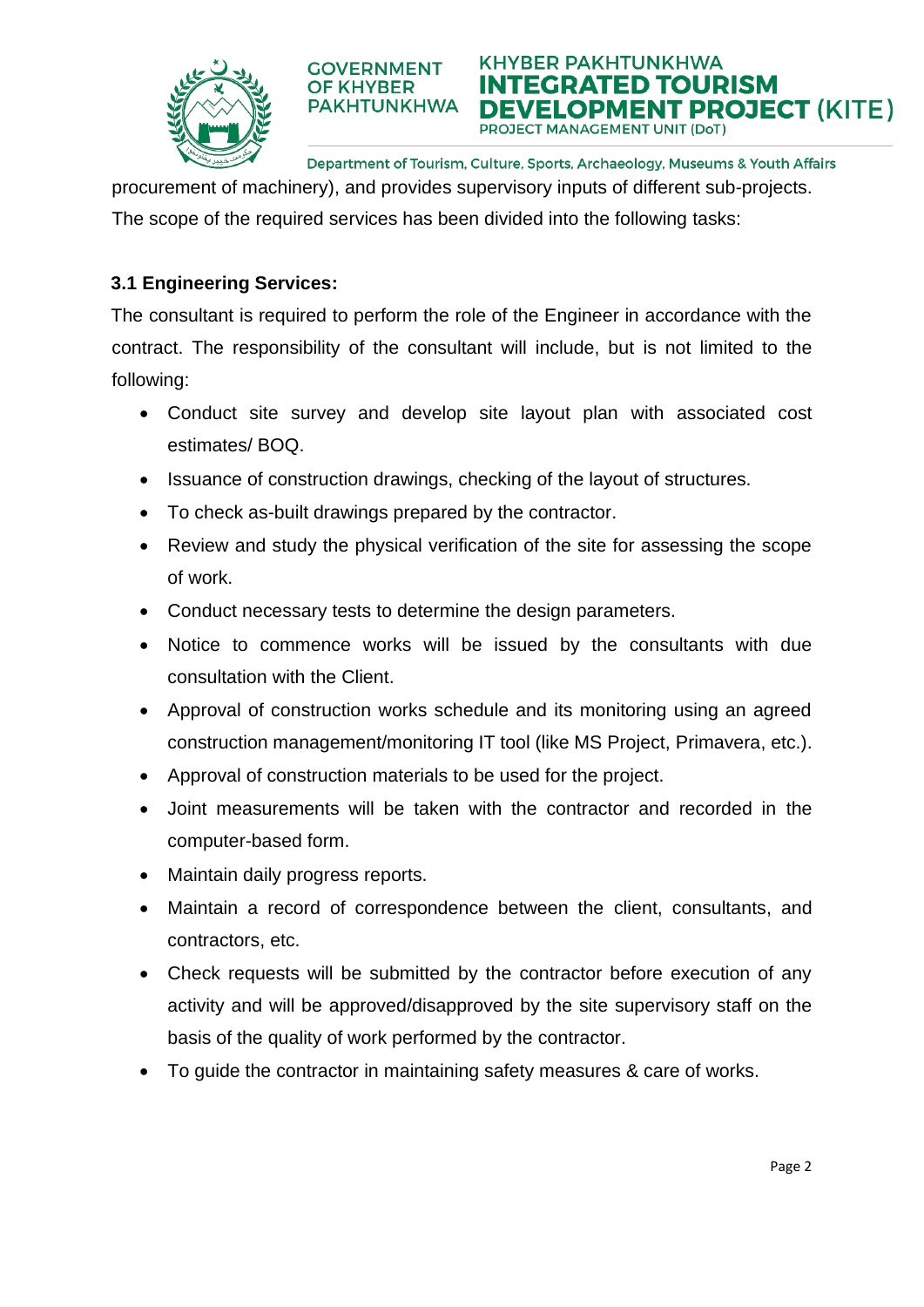procurement of machinery), and provides supervisory inputs of different sub-projects. The scope of the required services has been divided into the following tasks:

### 3.1 Engineering Services:

The consultant is required to perform the role of the Engineer in accordance with the contract. The responsibility of the consultant will include, but is not limited to the following:

- Conduct site survey and develop site layout plan with associated cost estimates/ BOQ.
- Issuance of construction drawings, checking of the layout of structures.
- To check as-built drawings prepared by the contractor.
- Review and study the physical verification of the site for assessing the scope of work.
- Conduct necessary tests to determine the design parameters.
- Notice to commence works will be issued by the consultants with due consultation with the Client.
- Approval of construction works schedule and its monitoring using an agreed construction management/monitoring IT tool (like MS Project, Primavera, etc.).
- Approval of construction materials to be used for the project.
- Joint measurements will be taken with the contractor and recorded in the computer-based form.
- Maintain daily progress reports.
- Maintain a record of correspondence between the client, consultants, and contractors, etc.
- Check requests will be submitted by the contractor before execution of any activity and will be approved/disapproved by the site supervisory staff on the basis of the quality of work performed by the contractor.
- To guide the contractor in maintaining safety measures & care of works.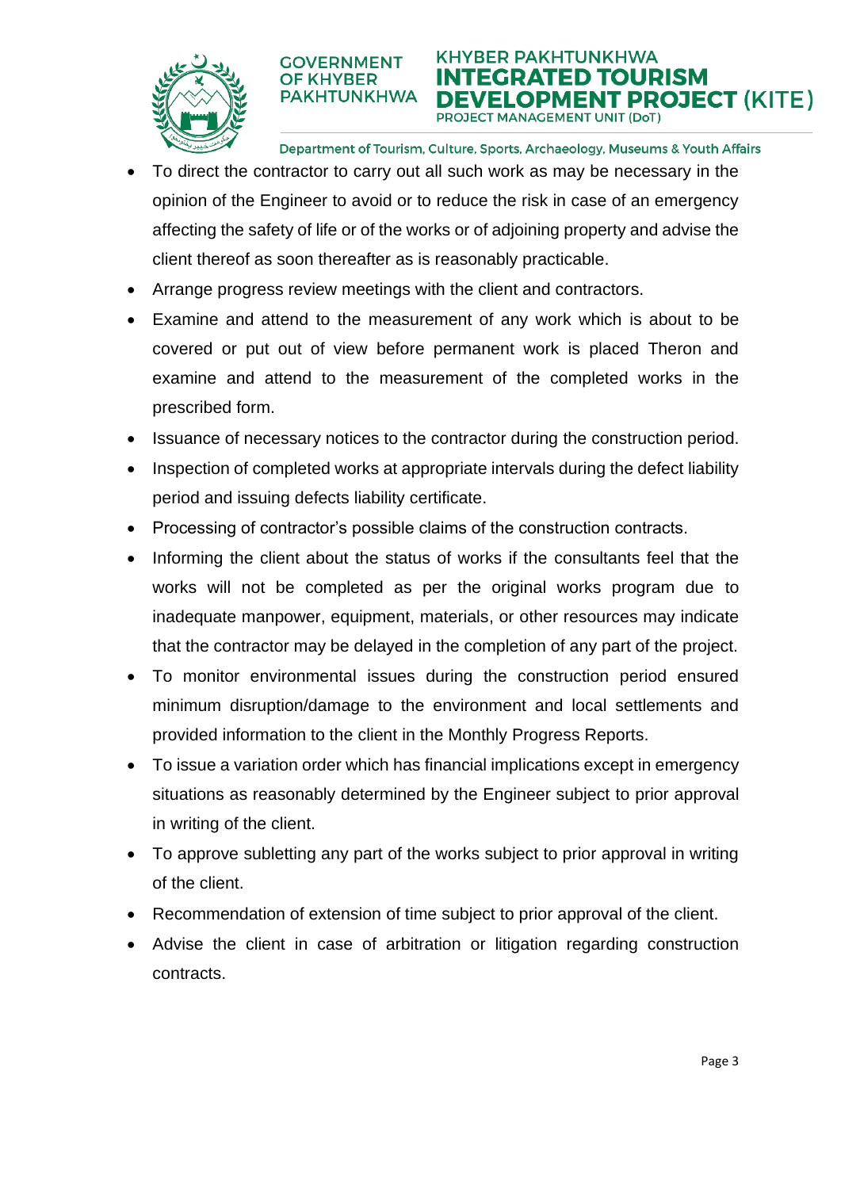- To direct the contractor to carry out all such work as may be necessary in the opinion of the Engineer to avoid or to reduce the risk in case of an emergency affecting the safety of life or of the works or of adjoining property and advise the client thereof as soon thereafter as is reasonably practicable.
- Arrange progress review meetings with the client and contractors.
- Examine and attend to the measurement of any work which is about to be covered or put out of view before permanent work is placed Theron and examine and attend to the measurement of the completed works in the prescribed form.
- Issuance of necessary notices to the contractor during the construction period.
- Inspection of completed works at appropriate intervals during the defect liability period and issuing defects liability certificate.
- Processing of contractor's possible claims of the construction contracts.
- Informing the client about the status of works if the consultants feel that the works will not be completed as per the original works program due to inadequate manpower, equipment, materials, or other resources may indicate that the contractor may be delayed in the completion of any part of the project.
- To monitor environmental issues during the construction period ensured minimum disruption/damage to the environment and local settlements and provided information to the client in the Monthly Progress Reports.
- To issue a variation order which has financial implications except in emergency situations as reasonably determined by the Engineer subject to prior approval in writing of the client.
- To approve subletting any part of the works subject to prior approval in writing of the client.
- Recommendation of extension of time subject to prior approval of the client.
- Advise the client in case of arbitration or litigation regarding construction contracts.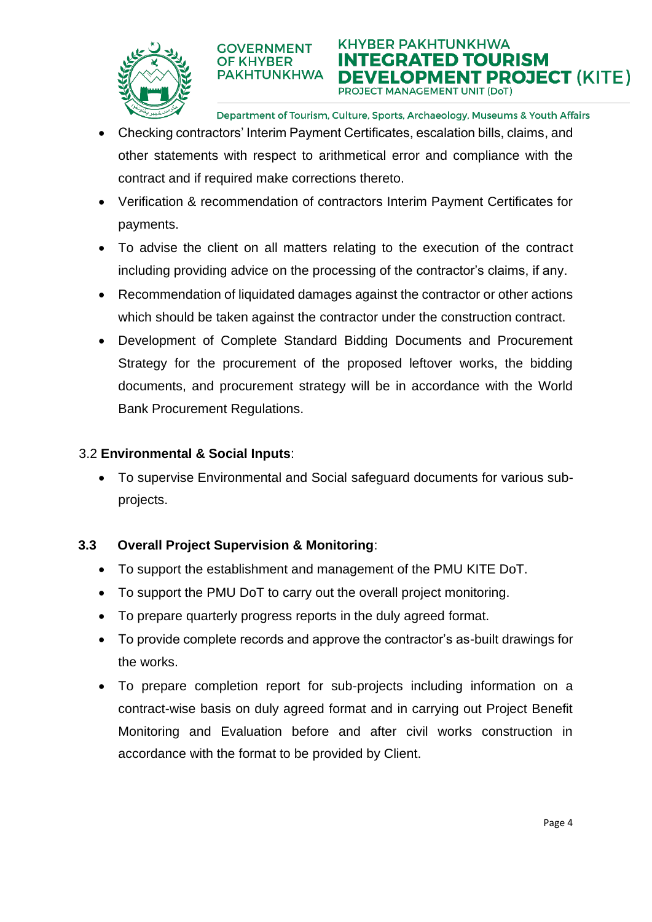- Checking contractors' Interim Payment Certificates, escalation bills, claims, and other statements with respect to arithmetical error and compliance with the contract and if required make corrections thereto.
- Verification & recommendation of contractors Interim Payment Certificates for payments.
- To advise the client on all matters relating to the execution of the contract including providing advice on the processing of the contractor's claims, if any.
- Recommendation of liquidated damages against the contractor or other actions which should be taken against the contractor under the construction contract.
- Development of Complete Standard Bidding Documents and Procurement Strategy for the procurement of the proposed leftover works, the bidding documents, and procurement strategy will be in accordance with the World Bank Procurement Regulations.

### 3.2 **Environmental & Social Inputs**:

- To supervise Environmental and Social safeguard documents for various sub-projects.

### **3.3 Overall Project Supervision & Monitoring**:

- To support the establishment and management of the PMU KITE DoT.
- To support the PMU DoT to carry out the overall project monitoring.
- To prepare quarterly progress reports in the duly agreed format.
- To provide complete records and approve the contractor's as-built drawings for the works.
- To prepare completion report for sub-projects including information on a contract-wise basis on duly agreed format and in carrying out Project Benefit Monitoring and Evaluation before and after civil works construction in accordance with the format to be provided by Client.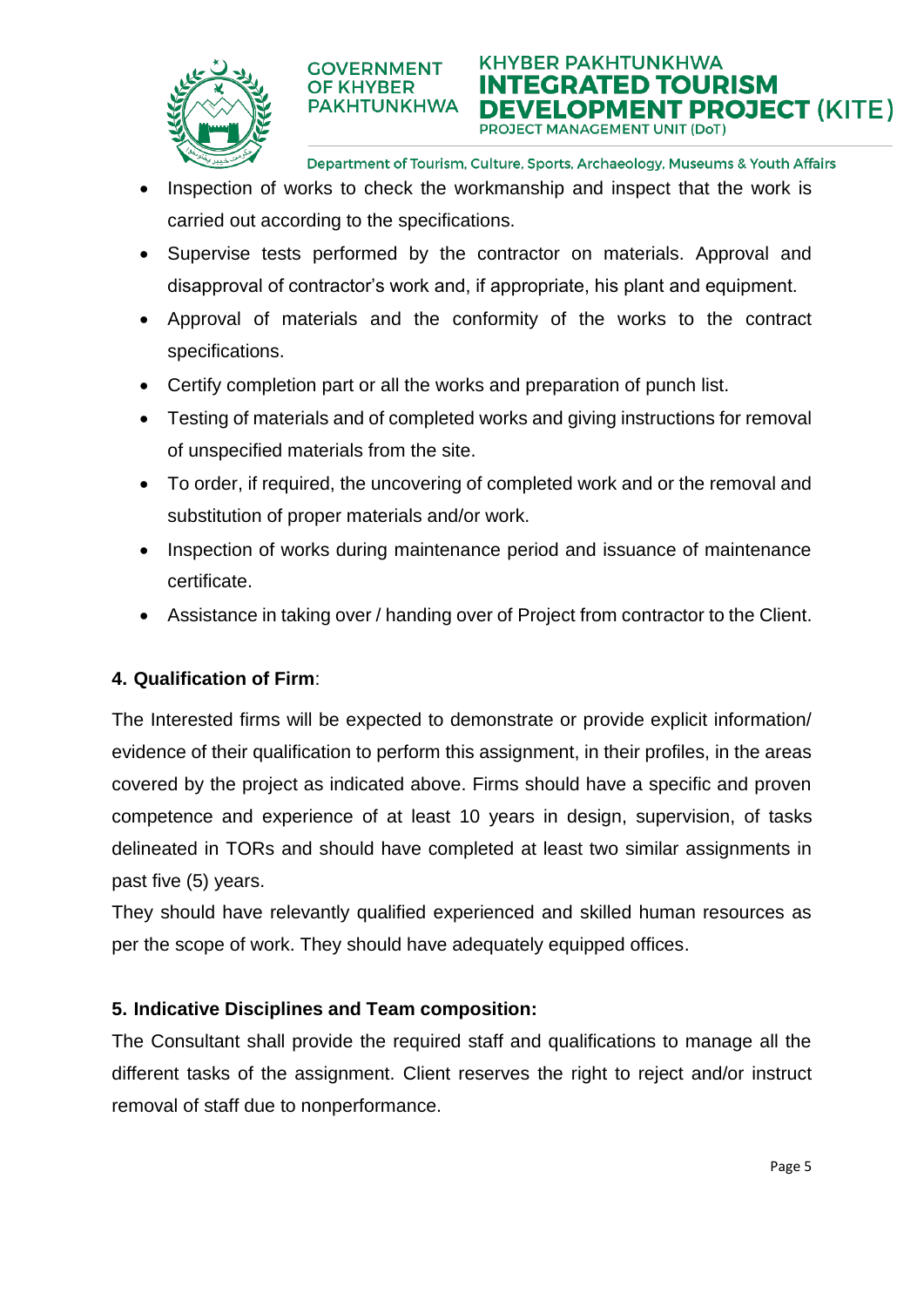- Inspection of works to check the workmanship and inspect that the work is carried out according to the specifications.
- Supervise tests performed by the contractor on materials. Approval and disapproval of contractor's work and, if appropriate, his plant and equipment.
- Approval of materials and the conformity of the works to the contract specifications.
- Certify completion part or all the works and preparation of punch list.
- Testing of materials and of completed works and giving instructions for removal of unspecified materials from the site.
- To order, if required, the uncovering of completed work and or the removal and substitution of proper materials and/or work.
- Inspection of works during maintenance period and issuance of maintenance certificate.
- Assistance in taking over / handing over of Project from contractor to the Client.

**4. Qualification of Firm**:

The Interested firms will be expected to demonstrate or provide explicit information/ evidence of their qualification to perform this assignment, in their profiles, in the areas covered by the project as indicated above. Firms should have a specific and proven competence and experience of at least 10 years in design, supervision, of tasks delineated in TORs and should have completed at least two similar assignments in past five (5) years.

They should have relevantly qualified experienced and skilled human resources as per the scope of work. They should have adequately equipped offices.

**5. Indicative Disciplines and Team composition:**

The Consultant shall provide the required staff and qualifications to manage all the different tasks of the assignment. Client reserves the right to reject and/or instruct removal of staff due to nonperformance.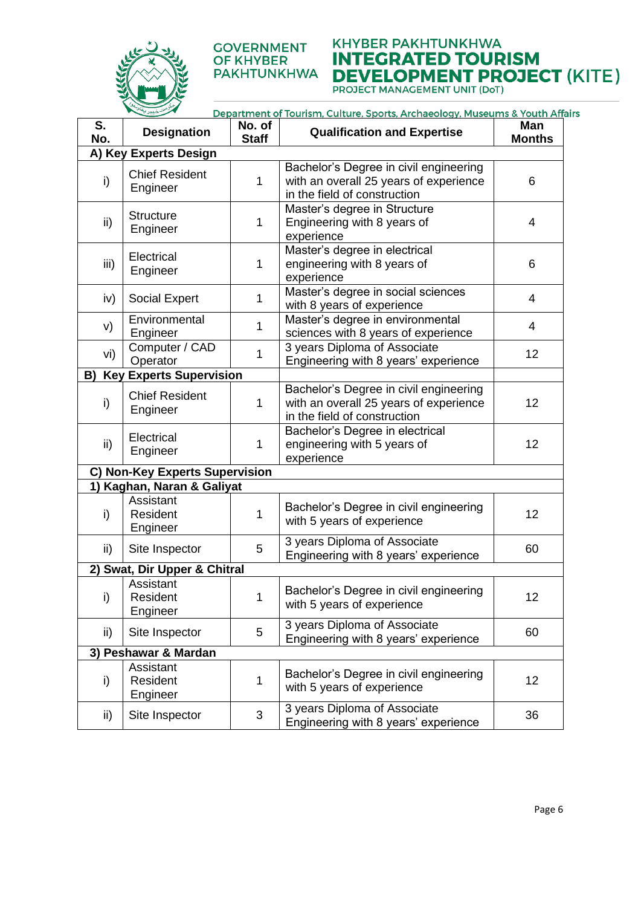| S. No. | Designation | No. of Staff | Qualification and Expertise | Man Months |
|---|---|---|---|---|
| **A) Key Experts Design** | | | | |
| i) | Chief Resident Engineer | 1 | Bachelor's Degree in civil engineering with an overall 25 years of experience in the field of construction | 6 |
| ii) | Structure Engineer | 1 | Master's degree in Structure Engineering with 8 years of experience | 4 |
| iii) | Electrical Engineer | 1 | Master's degree in electrical engineering with 8 years of experience | 6 |
| iv) | Social Expert | 1 | Master's degree in social sciences with 8 years of experience | 4 |
| v) | Environmental Engineer | 1 | Master's degree in environmental sciences with 8 years of experience | 4 |
| vi) | Computer / CAD Operator | 1 | 3 years Diploma of Associate Engineering with 8 years' experience | 12 |
| **B) Key Experts Supervision** | | | | |
| i) | Chief Resident Engineer | 1 | Bachelor's Degree in civil engineering with an overall 25 years of experience in the field of construction | 12 |
| ii) | Electrical Engineer | 1 | Bachelor's Degree in electrical engineering with 5 years of experience | 12 |
| **C) Non-Key Experts Supervision** | | | | |
| **1) Kaghan, Naran & Galiyat** | | | | |
| i) | Assistant Resident Engineer | 1 | Bachelor's Degree in civil engineering with 5 years of experience | 12 |
| ii) | Site Inspector | 5 | 3 years Diploma of Associate Engineering with 8 years' experience | 60 |
| **2) Swat, Dir Upper & Chitral** | | | | |
| i) | Assistant Resident Engineer | 1 | Bachelor's Degree in civil engineering with 5 years of experience | 12 |
| ii) | Site Inspector | 5 | 3 years Diploma of Associate Engineering with 8 years' experience | 60 |
| **3) Peshawar & Mardan** | | | | |
| i) | Assistant Resident Engineer | 1 | Bachelor's Degree in civil engineering with 5 years of experience | 12 |
| ii) | Site Inspector | 3 | 3 years Diploma of Associate Engineering with 8 years' experience | 36 |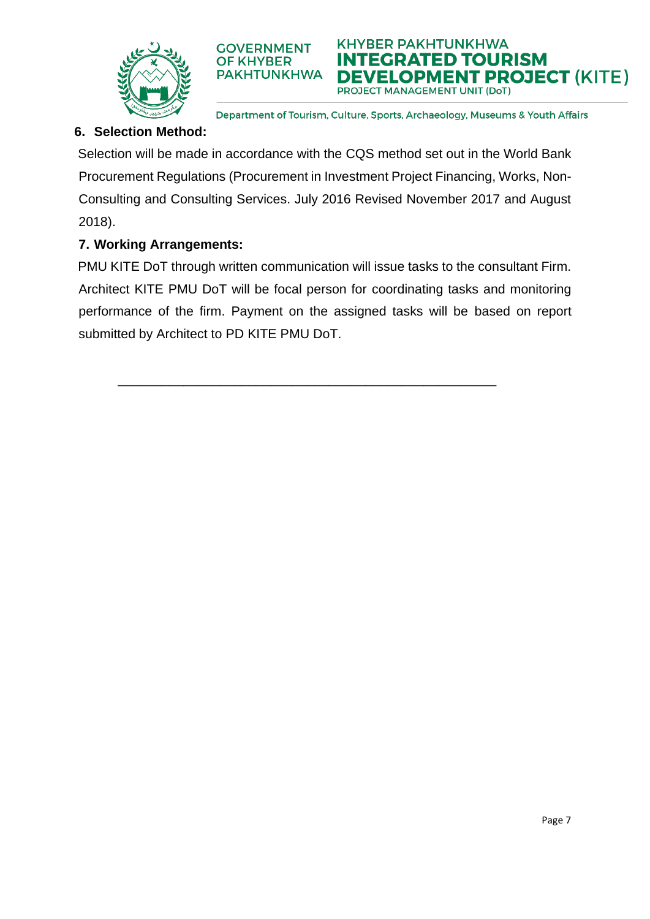## 6. Selection Method:

Selection will be made in accordance with the CQS method set out in the World Bank Procurement Regulations (Procurement in Investment Project Financing, Works, Non-Consulting and Consulting Services. July 2016 Revised November 2017 and August 2018).

## 7. Working Arrangements:

PMU KITE DoT through written communication will issue tasks to the consultant Firm. Architect KITE PMU DoT will be focal person for coordinating tasks and monitoring performance of the firm. Payment on the assigned tasks will be based on report submitted by Architect to PD KITE PMU DoT.

---